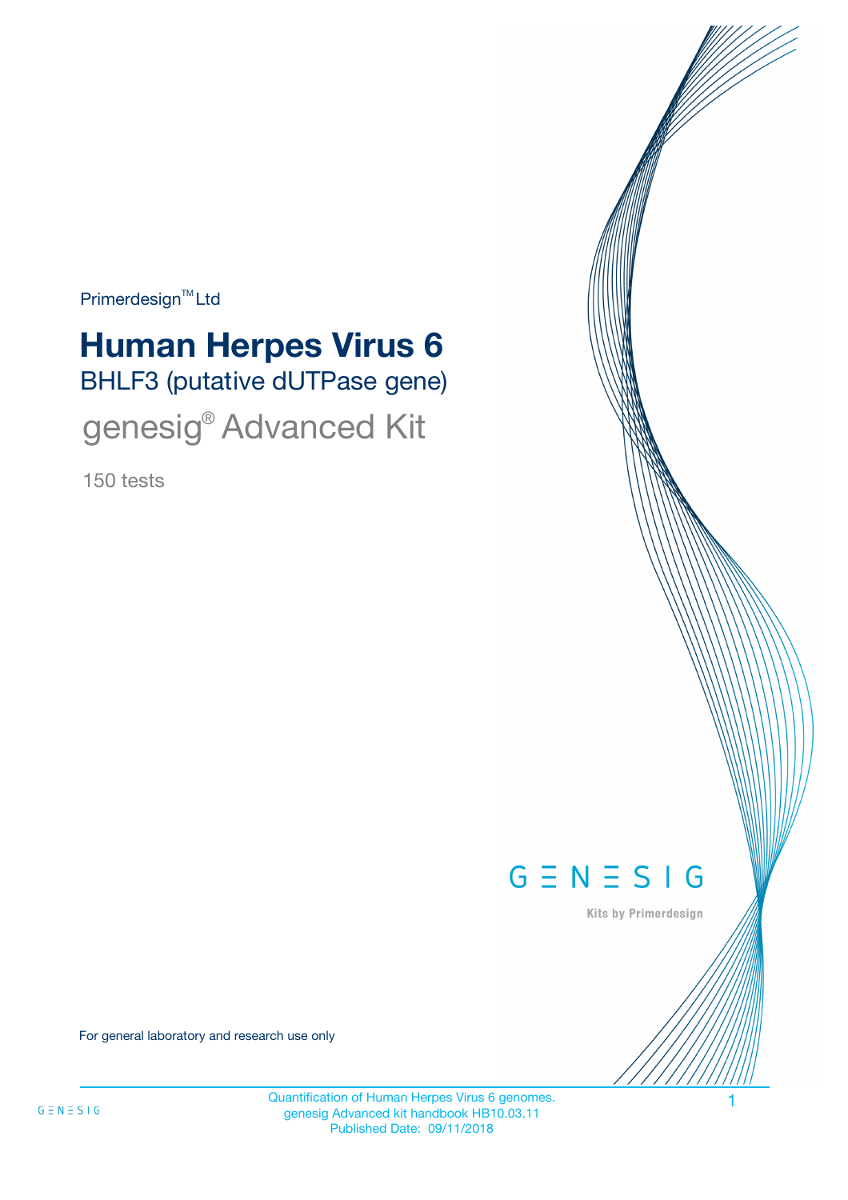Primerdesign™ Ltd

# Human Herpes Virus 6

BHLF3 (putative dUTPase gene)

## genesig® Advanced Kit

150 tests

GENESIG

Kits by Primerdesign

For general laboratory and research use only

Quantification of Human Herpes Virus 6 genomes.
genesig Advanced kit handbook HB10.03.11
Published Date: 09/11/2018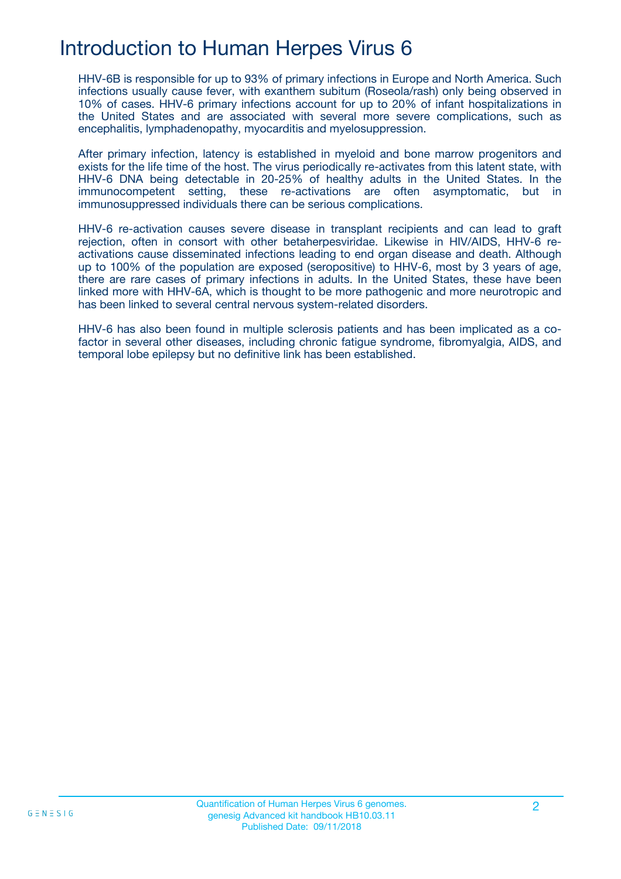# Introduction to Human Herpes Virus 6

HHV-6B is responsible for up to 93% of primary infections in Europe and North America. Such infections usually cause fever, with exanthem subitum (Roseola/rash) only being observed in 10% of cases. HHV-6 primary infections account for up to 20% of infant hospitalizations in the United States and are associated with several more severe complications, such as encephalitis, lymphadenopathy, myocarditis and myelosuppression.

After primary infection, latency is established in myeloid and bone marrow progenitors and exists for the life time of the host. The virus periodically re-activates from this latent state, with HHV-6 DNA being detectable in 20-25% of healthy adults in the United States. In the immunocompetent setting, these re-activations are often asymptomatic, but in immunosuppressed individuals there can be serious complications.

HHV-6 re-activation causes severe disease in transplant recipients and can lead to graft rejection, often in consort with other betaherpesviridae. Likewise in HIV/AIDS, HHV-6 re-activations cause disseminated infections leading to end organ disease and death. Although up to 100% of the population are exposed (seropositive) to HHV-6, most by 3 years of age, there are rare cases of primary infections in adults. In the United States, these have been linked more with HHV-6A, which is thought to be more pathogenic and more neurotropic and has been linked to several central nervous system-related disorders.

HHV-6 has also been found in multiple sclerosis patients and has been implicated as a co-factor in several other diseases, including chronic fatigue syndrome, fibromyalgia, AIDS, and temporal lobe epilepsy but no definitive link has been established.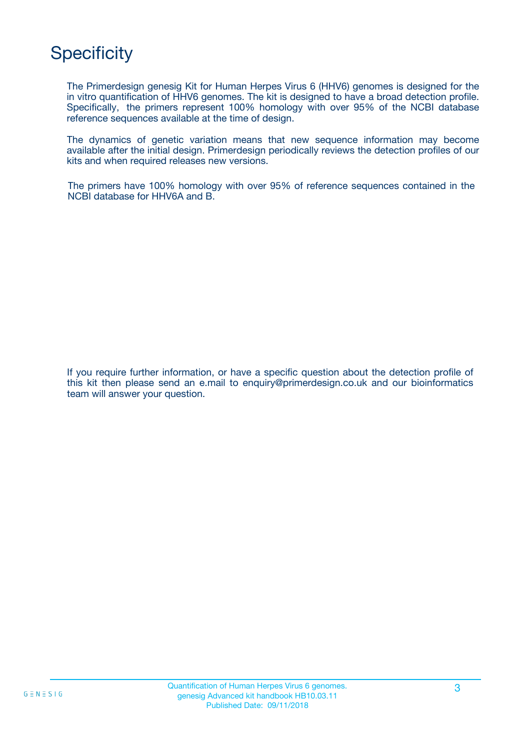# Specificity

The Primerdesign genesig Kit for Human Herpes Virus 6 (HHV6) genomes is designed for the in vitro quantification of HHV6 genomes. The kit is designed to have a broad detection profile. Specifically, the primers represent 100% homology with over 95% of the NCBI database reference sequences available at the time of design.

The dynamics of genetic variation means that new sequence information may become available after the initial design. Primerdesign periodically reviews the detection profiles of our kits and when required releases new versions.

The primers have 100% homology with over 95% of reference sequences contained in the NCBI database for HHV6A and B.

If you require further information, or have a specific question about the detection profile of this kit then please send an e.mail to enquiry@primerdesign.co.uk and our bioinformatics team will answer your question.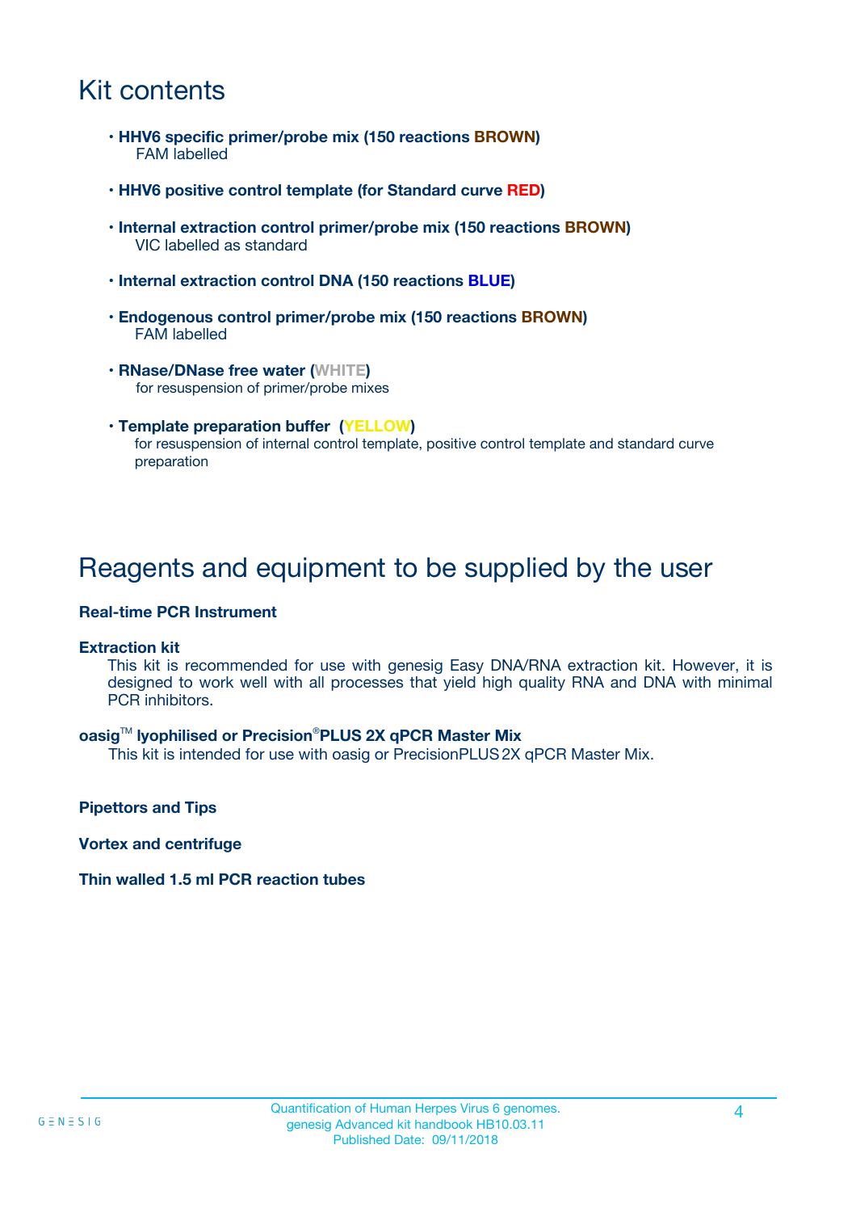# Kit contents

- **HHV6 specific primer/probe mix (150 reactions BROWN)**
  FAM labelled

- **HHV6 positive control template (for Standard curve RED)**

- **Internal extraction control primer/probe mix (150 reactions BROWN)**
  VIC labelled as standard

- **Internal extraction control DNA (150 reactions BLUE)**

- **Endogenous control primer/probe mix (150 reactions BROWN)**
  FAM labelled

- **RNase/DNase free water (WHITE)**
  for resuspension of primer/probe mixes

- **Template preparation buffer (YELLOW)**
  for resuspension of internal control template, positive control template and standard curve preparation

# Reagents and equipment to be supplied by the user

**Real-time PCR Instrument**

**Extraction kit**

This kit is recommended for use with genesig Easy DNA/RNA extraction kit. However, it is designed to work well with all processes that yield high quality RNA and DNA with minimal PCR inhibitors.

**oasig™ lyophilised or Precision®PLUS 2X qPCR Master Mix**

This kit is intended for use with oasig or PrecisionPLUS 2X qPCR Master Mix.

**Pipettors and Tips**

**Vortex and centrifuge**

**Thin walled 1.5 ml PCR reaction tubes**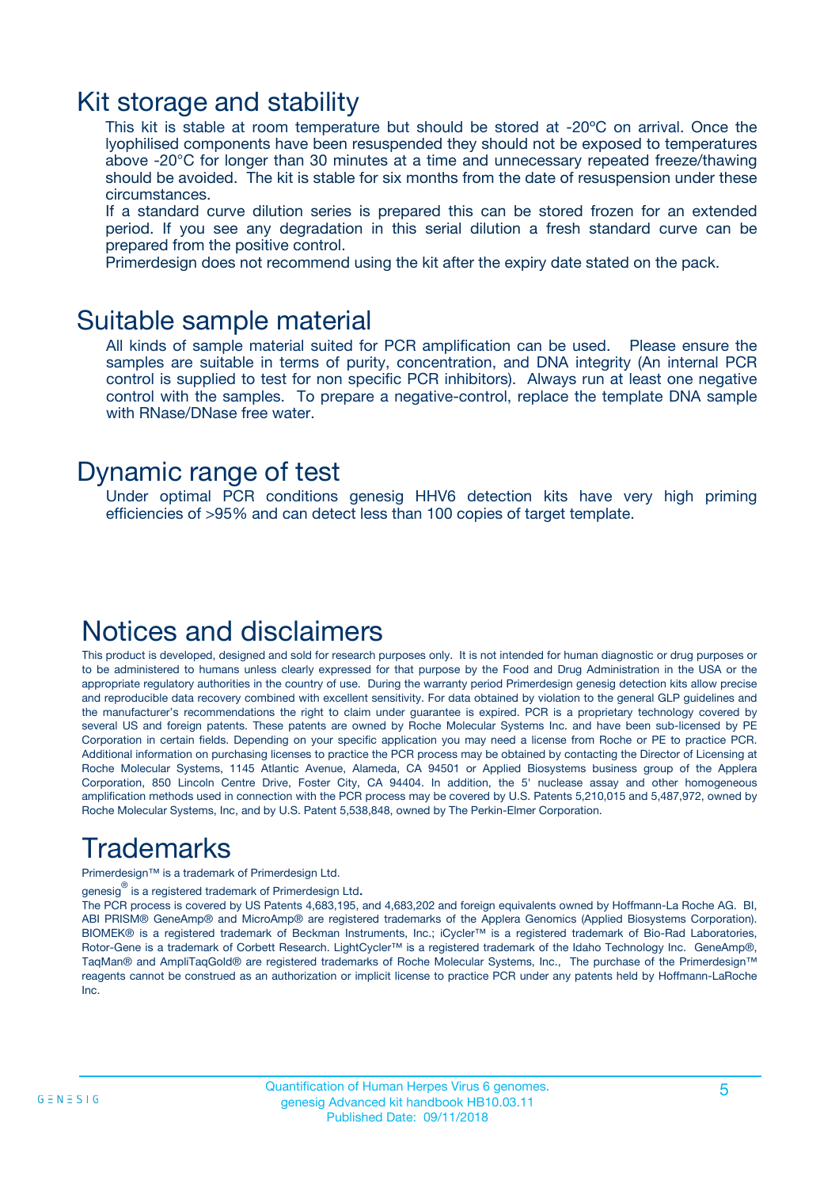## Kit storage and stability

This kit is stable at room temperature but should be stored at -20ºC on arrival. Once the lyophilised components have been resuspended they should not be exposed to temperatures above -20°C for longer than 30 minutes at a time and unnecessary repeated freeze/thawing should be avoided. The kit is stable for six months from the date of resuspension under these circumstances.

If a standard curve dilution series is prepared this can be stored frozen for an extended period. If you see any degradation in this serial dilution a fresh standard curve can be prepared from the positive control.

Primerdesign does not recommend using the kit after the expiry date stated on the pack.

## Suitable sample material

All kinds of sample material suited for PCR amplification can be used. Please ensure the samples are suitable in terms of purity, concentration, and DNA integrity (An internal PCR control is supplied to test for non specific PCR inhibitors). Always run at least one negative control with the samples. To prepare a negative-control, replace the template DNA sample with RNase/DNase free water.

## Dynamic range of test

Under optimal PCR conditions genesig HHV6 detection kits have very high priming efficiencies of >95% and can detect less than 100 copies of target template.

## Notices and disclaimers

This product is developed, designed and sold for research purposes only. It is not intended for human diagnostic or drug purposes or to be administered to humans unless clearly expressed for that purpose by the Food and Drug Administration in the USA or the appropriate regulatory authorities in the country of use. During the warranty period Primerdesign genesig detection kits allow precise and reproducible data recovery combined with excellent sensitivity. For data obtained by violation to the general GLP guidelines and the manufacturer's recommendations the right to claim under guarantee is expired. PCR is a proprietary technology covered by several US and foreign patents. These patents are owned by Roche Molecular Systems Inc. and have been sub-licensed by PE Corporation in certain fields. Depending on your specific application you may need a license from Roche or PE to practice PCR. Additional information on purchasing licenses to practice the PCR process may be obtained by contacting the Director of Licensing at Roche Molecular Systems, 1145 Atlantic Avenue, Alameda, CA 94501 or Applied Biosystems business group of the Applera Corporation, 850 Lincoln Centre Drive, Foster City, CA 94404. In addition, the 5' nuclease assay and other homogeneous amplification methods used in connection with the PCR process may be covered by U.S. Patents 5,210,015 and 5,487,972, owned by Roche Molecular Systems, Inc, and by U.S. Patent 5,538,848, owned by The Perkin-Elmer Corporation.

## Trademarks

Primerdesign™ is a trademark of Primerdesign Ltd.

genesig® is a registered trademark of Primerdesign Ltd.

The PCR process is covered by US Patents 4,683,195, and 4,683,202 and foreign equivalents owned by Hoffmann-La Roche AG. BI, ABI PRISM® GeneAmp® and MicroAmp® are registered trademarks of the Applera Genomics (Applied Biosystems Corporation). BIOMEK® is a registered trademark of Beckman Instruments, Inc.; iCycler™ is a registered trademark of Bio-Rad Laboratories, Rotor-Gene is a trademark of Corbett Research. LightCycler™ is a registered trademark of the Idaho Technology Inc. GeneAmp®, TaqMan® and AmpliTaqGold® are registered trademarks of Roche Molecular Systems, Inc., The purchase of the Primerdesign™ reagents cannot be construed as an authorization or implicit license to practice PCR under any patents held by Hoffmann-LaRoche Inc.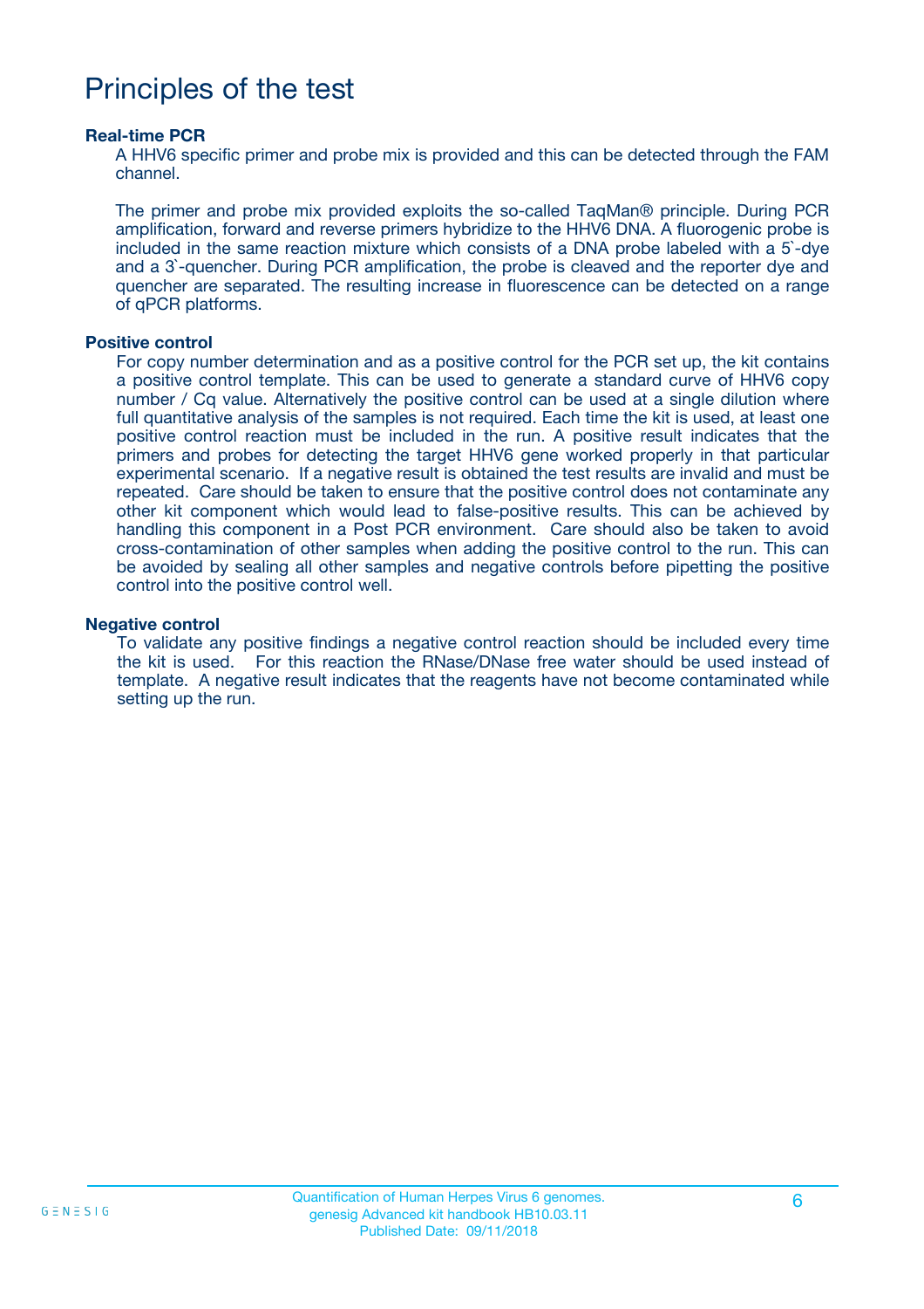# Principles of the test

### Real-time PCR

A HHV6 specific primer and probe mix is provided and this can be detected through the FAM channel.

The primer and probe mix provided exploits the so-called TaqMan® principle. During PCR amplification, forward and reverse primers hybridize to the HHV6 DNA. A fluorogenic probe is included in the same reaction mixture which consists of a DNA probe labeled with a 5`-dye and a 3`-quencher. During PCR amplification, the probe is cleaved and the reporter dye and quencher are separated. The resulting increase in fluorescence can be detected on a range of qPCR platforms.

### Positive control

For copy number determination and as a positive control for the PCR set up, the kit contains a positive control template. This can be used to generate a standard curve of HHV6 copy number / Cq value. Alternatively the positive control can be used at a single dilution where full quantitative analysis of the samples is not required. Each time the kit is used, at least one positive control reaction must be included in the run. A positive result indicates that the primers and probes for detecting the target HHV6 gene worked properly in that particular experimental scenario. If a negative result is obtained the test results are invalid and must be repeated. Care should be taken to ensure that the positive control does not contaminate any other kit component which would lead to false-positive results. This can be achieved by handling this component in a Post PCR environment. Care should also be taken to avoid cross-contamination of other samples when adding the positive control to the run. This can be avoided by sealing all other samples and negative controls before pipetting the positive control into the positive control well.

### Negative control

To validate any positive findings a negative control reaction should be included every time the kit is used. For this reaction the RNase/DNase free water should be used instead of template. A negative result indicates that the reagents have not become contaminated while setting up the run.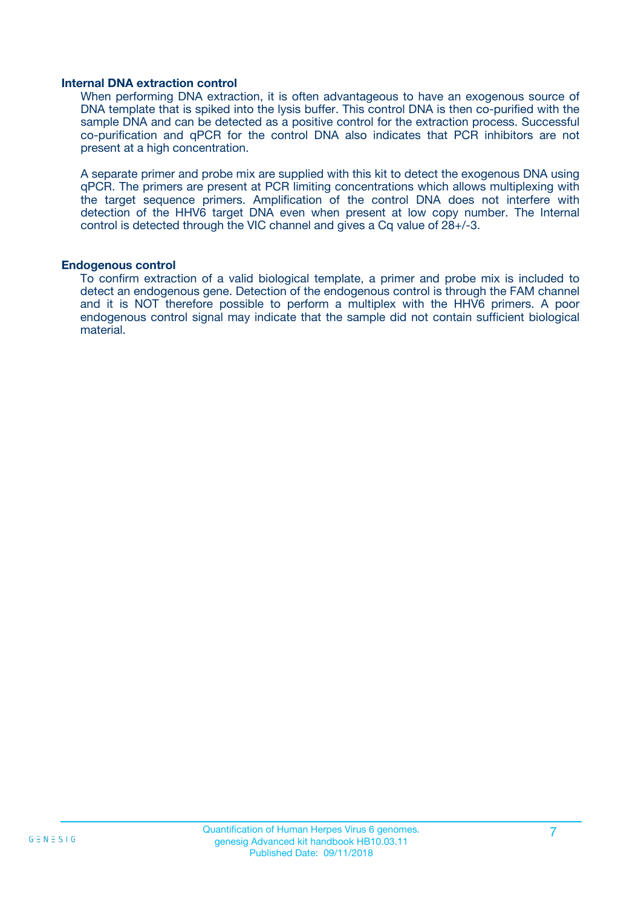### Internal DNA extraction control

When performing DNA extraction, it is often advantageous to have an exogenous source of DNA template that is spiked into the lysis buffer. This control DNA is then co-purified with the sample DNA and can be detected as a positive control for the extraction process. Successful co-purification and qPCR for the control DNA also indicates that PCR inhibitors are not present at a high concentration.

A separate primer and probe mix are supplied with this kit to detect the exogenous DNA using qPCR. The primers are present at PCR limiting concentrations which allows multiplexing with the target sequence primers. Amplification of the control DNA does not interfere with detection of the HHV6 target DNA even when present at low copy number. The Internal control is detected through the VIC channel and gives a Cq value of 28+/-3.

### Endogenous control

To confirm extraction of a valid biological template, a primer and probe mix is included to detect an endogenous gene. Detection of the endogenous control is through the FAM channel and it is NOT therefore possible to perform a multiplex with the HHV6 primers. A poor endogenous control signal may indicate that the sample did not contain sufficient biological material.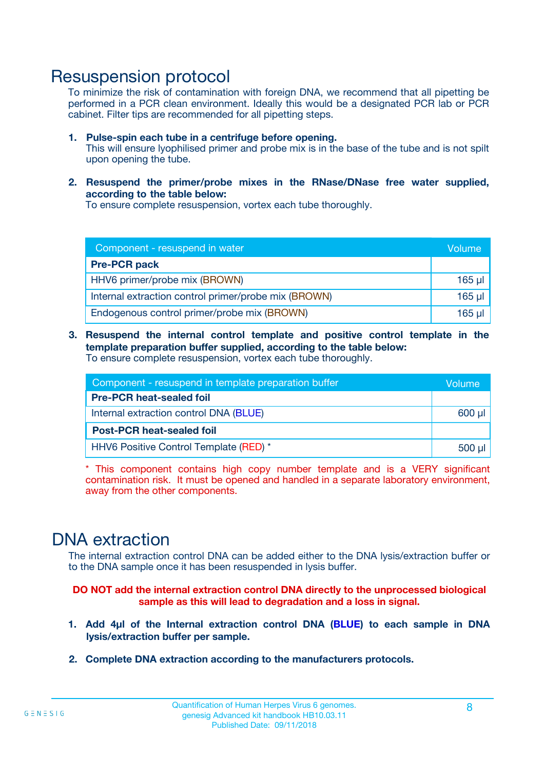# Resuspension protocol

To minimize the risk of contamination with foreign DNA, we recommend that all pipetting be performed in a PCR clean environment. Ideally this would be a designated PCR lab or PCR cabinet. Filter tips are recommended for all pipetting steps.

1. **Pulse-spin each tube in a centrifuge before opening.**
   This will ensure lyophilised primer and probe mix is in the base of the tube and is not spilt upon opening the tube.

2. **Resuspend the primer/probe mixes in the RNase/DNase free water supplied, according to the table below:**
   To ensure complete resuspension, vortex each tube thoroughly.

| Component - resuspend in water | Volume |
|---|---|
| **Pre-PCR pack** | |
| HHV6 primer/probe mix (BROWN) | 165 µl |
| Internal extraction control primer/probe mix (BROWN) | 165 µl |
| Endogenous control primer/probe mix (BROWN) | 165 µl |

3. **Resuspend the internal control template and positive control template in the template preparation buffer supplied, according to the table below:**
   To ensure complete resuspension, vortex each tube thoroughly.

| Component - resuspend in template preparation buffer | Volume |
|---|---|
| **Pre-PCR heat-sealed foil** | |
| Internal extraction control DNA (BLUE) | 600 µl |
| **Post-PCR heat-sealed foil** | |
| HHV6 Positive Control Template (RED) * | 500 µl |

\* This component contains high copy number template and is a VERY significant contamination risk. It must be opened and handled in a separate laboratory environment, away from the other components.

# DNA extraction

The internal extraction control DNA can be added either to the DNA lysis/extraction buffer or to the DNA sample once it has been resuspended in lysis buffer.

**DO NOT add the internal extraction control DNA directly to the unprocessed biological sample as this will lead to degradation and a loss in signal.**

1. **Add 4µl of the Internal extraction control DNA (BLUE) to each sample in DNA lysis/extraction buffer per sample.**

2. **Complete DNA extraction according to the manufacturers protocols.**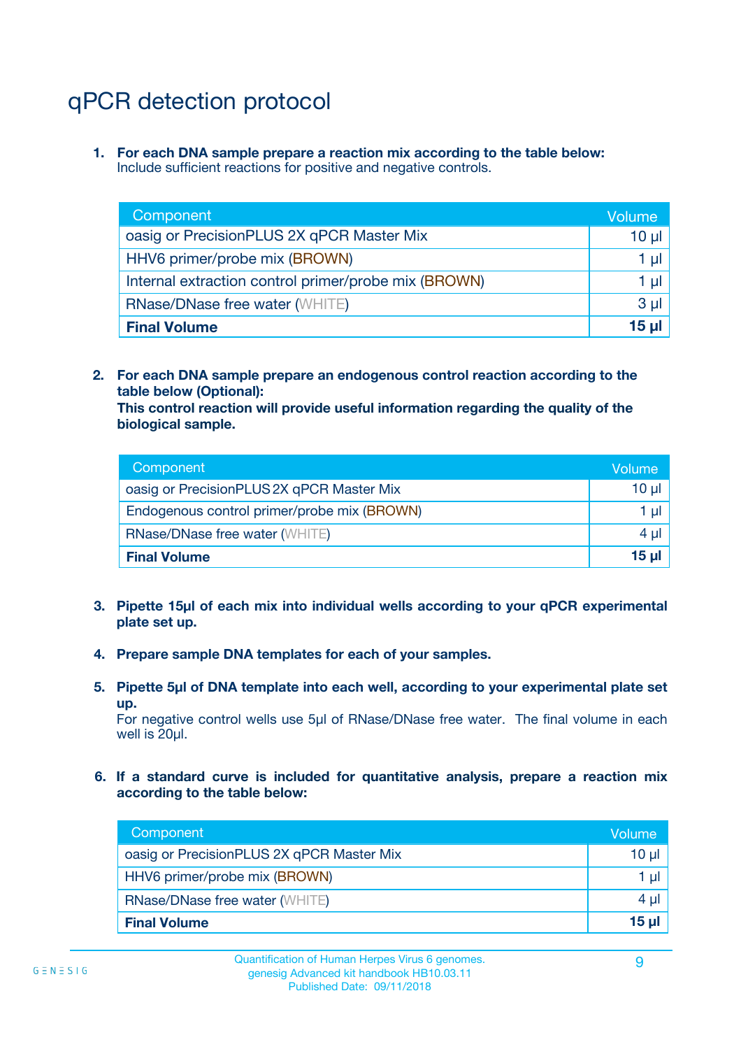# qPCR detection protocol

1. **For each DNA sample prepare a reaction mix according to the table below:**
   Include sufficient reactions for positive and negative controls.

| Component | Volume |
|---|---|
| oasig or PrecisionPLUS 2X qPCR Master Mix | 10 µl |
| HHV6 primer/probe mix (BROWN) | 1 µl |
| Internal extraction control primer/probe mix (BROWN) | 1 µl |
| RNase/DNase free water (WHITE) | 3 µl |
| **Final Volume** | **15 µl** |

2. **For each DNA sample prepare an endogenous control reaction according to the table below (Optional):**
   **This control reaction will provide useful information regarding the quality of the biological sample.**

| Component | Volume |
|---|---|
| oasig or PrecisionPLUS 2X qPCR Master Mix | 10 µl |
| Endogenous control primer/probe mix (BROWN) | 1 µl |
| RNase/DNase free water (WHITE) | 4 µl |
| **Final Volume** | **15 µl** |

3. **Pipette 15µl of each mix into individual wells according to your qPCR experimental plate set up.**

4. **Prepare sample DNA templates for each of your samples.**

5. **Pipette 5µl of DNA template into each well, according to your experimental plate set up.**
   For negative control wells use 5µl of RNase/DNase free water. The final volume in each well is 20µl.

6. **If a standard curve is included for quantitative analysis, prepare a reaction mix according to the table below:**

| Component | Volume |
|---|---|
| oasig or PrecisionPLUS 2X qPCR Master Mix | 10 µl |
| HHV6 primer/probe mix (BROWN) | 1 µl |
| RNase/DNase free water (WHITE) | 4 µl |
| **Final Volume** | **15 µl** |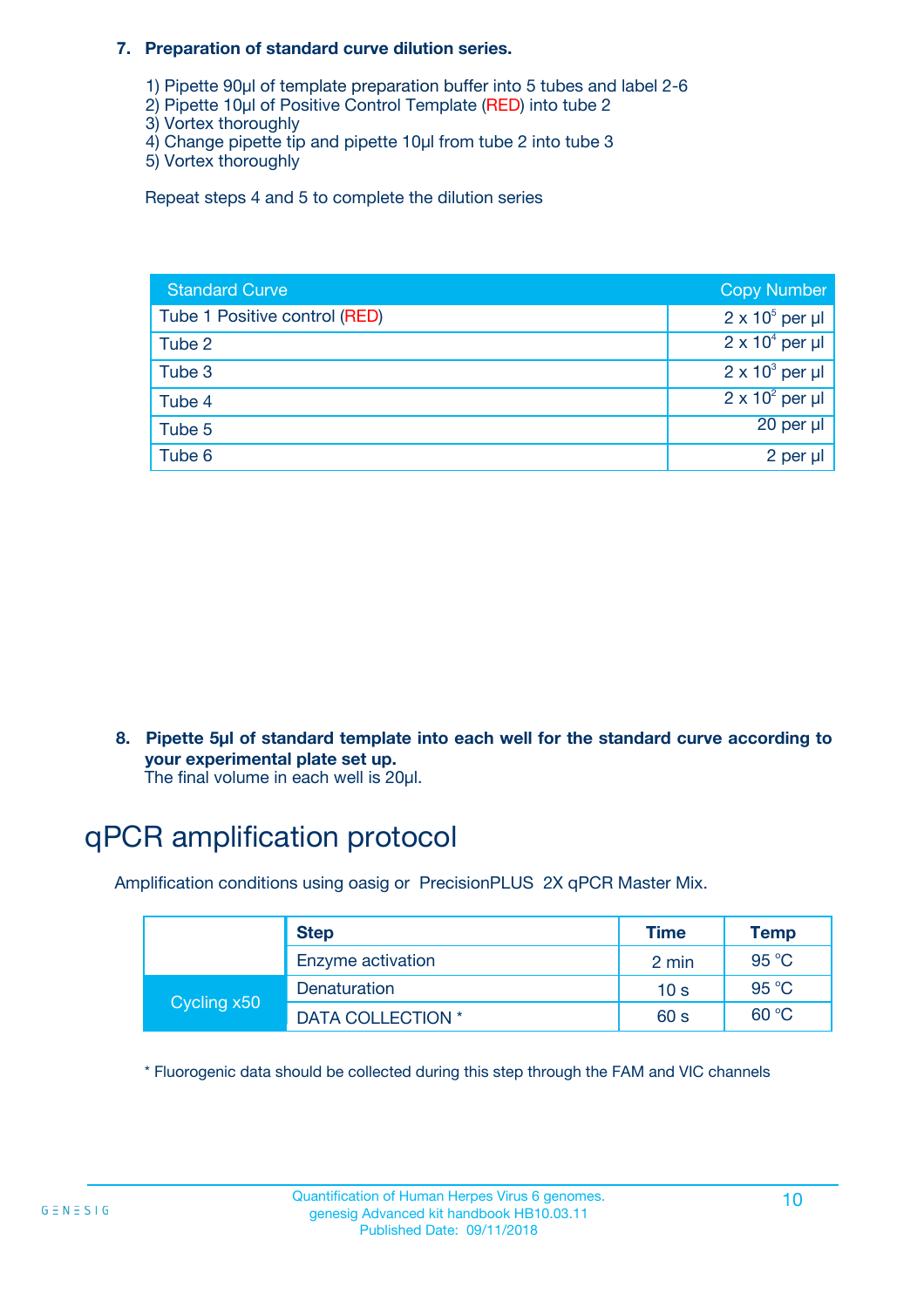7. **Preparation of standard curve dilution series.**

   1) Pipette 90µl of template preparation buffer into 5 tubes and label 2-6
   2) Pipette 10µl of Positive Control Template (RED) into tube 2
   3) Vortex thoroughly
   4) Change pipette tip and pipette 10µl from tube 2 into tube 3
   5) Vortex thoroughly

   Repeat steps 4 and 5 to complete the dilution series

| Standard Curve | Copy Number |
|---|---|
| Tube 1 Positive control (RED) | $2 \times 10^5$ per µl |
| Tube 2 | $2 \times 10^4$ per µl |
| Tube 3 | $2 \times 10^3$ per µl |
| Tube 4 | $2 \times 10^2$ per µl |
| Tube 5 | 20 per µl |
| Tube 6 | 2 per µl |

8. **Pipette 5µl of standard template into each well for the standard curve according to your experimental plate set up.**
   The final volume in each well is 20µl.

# qPCR amplification protocol

Amplification conditions using oasig or PrecisionPLUS 2X qPCR Master Mix.

| | Step | Time | Temp |
|---|---|---|---|
| | Enzyme activation | 2 min | 95 °C |
| Cycling x50 | Denaturation | 10 s | 95 °C |
| | DATA COLLECTION * | 60 s | 60 °C |

* Fluorogenic data should be collected during this step through the FAM and VIC channels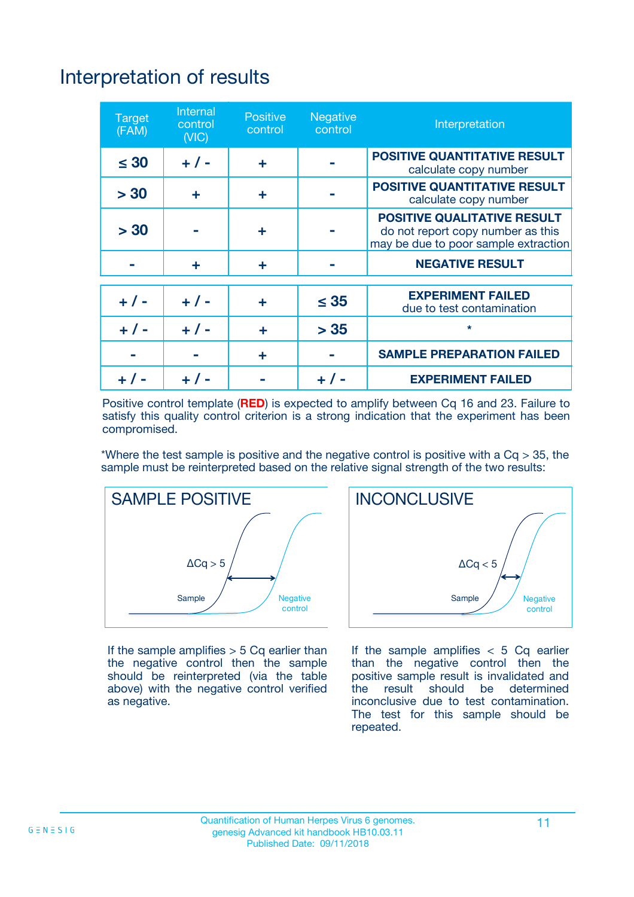# Interpretation of results

| Target (FAM) | Internal control (VIC) | Positive control | Negative control | Interpretation |
|---|---|---|---|---|
| ≤ 30 | + / - | + | - | **POSITIVE QUANTITATIVE RESULT** calculate copy number |
| > 30 | + | + | - | **POSITIVE QUANTITATIVE RESULT** calculate copy number |
| > 30 | - | + | - | **POSITIVE QUALITATIVE RESULT** do not report copy number as this may be due to poor sample extraction |
| - | + | + | - | **NEGATIVE RESULT** |
| + / - | + / - | + | ≤ 35 | **EXPERIMENT FAILED** due to test contamination |
| + / - | + / - | + | > 35 | * |
| - | - | + | - | **SAMPLE PREPARATION FAILED** |
| + / - | + / - | - | + / - | **EXPERIMENT FAILED** |

Positive control template (**RED**) is expected to amplify between Cq 16 and 23. Failure to satisfy this quality control criterion is a strong indication that the experiment has been compromised.

*Where the test sample is positive and the negative control is positive with a Cq > 35, the sample must be reinterpreted based on the relative signal strength of the two results:

## SAMPLE POSITIVE

ΔCq > 5

Sample

Negative control

If the sample amplifies > 5 Cq earlier than the negative control then the sample should be reinterpreted (via the table above) with the negative control verified as negative.

## INCONCLUSIVE

ΔCq < 5

Sample

Negative control

If the sample amplifies < 5 Cq earlier than the negative control then the positive sample result is invalidated and the result should be determined inconclusive due to test contamination. The test for this sample should be repeated.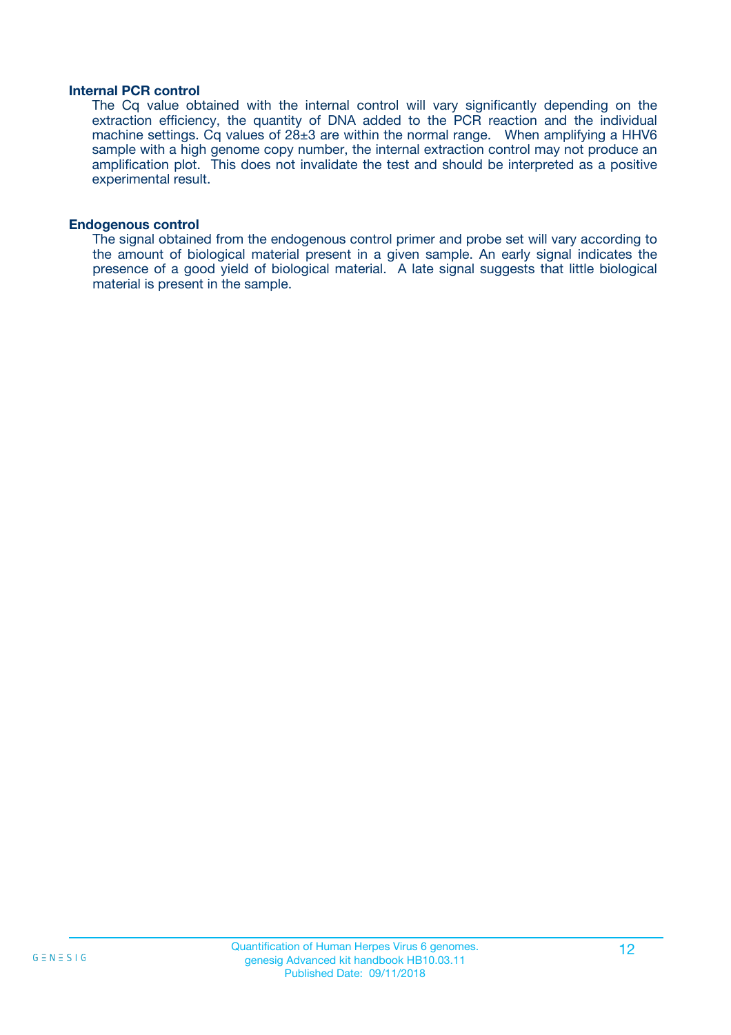**Internal PCR control**

The Cq value obtained with the internal control will vary significantly depending on the extraction efficiency, the quantity of DNA added to the PCR reaction and the individual machine settings. Cq values of $28\pm3$ are within the normal range. When amplifying a HHV6 sample with a high genome copy number, the internal extraction control may not produce an amplification plot. This does not invalidate the test and should be interpreted as a positive experimental result.

**Endogenous control**

The signal obtained from the endogenous control primer and probe set will vary according to the amount of biological material present in a given sample. An early signal indicates the presence of a good yield of biological material. A late signal suggests that little biological material is present in the sample.